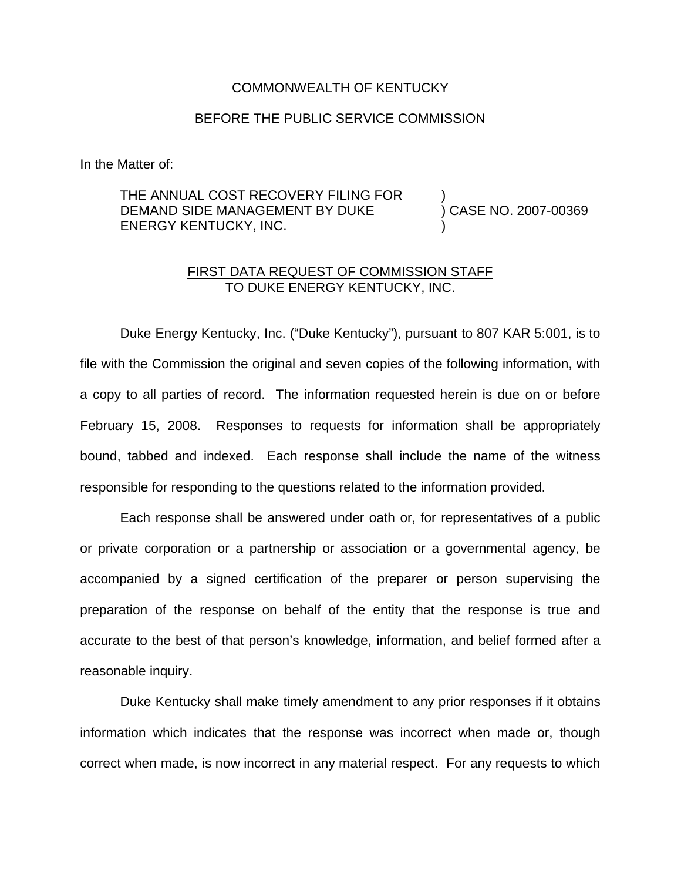COMMONWEALTH OF KENTUCKY

BEFORE THE PUBLIC SERVICE COMMISSION

In the Matter of:

| | | |
|---|---|---|
| THE ANNUAL COST RECOVERY FILING FOR | ) | |
| DEMAND SIDE MANAGEMENT BY DUKE | ) | CASE NO. 2007-00369 |
| ENERGY KENTUCKY, INC. | ) | |

FIRST DATA REQUEST OF COMMISSION STAFF
TO DUKE ENERGY KENTUCKY, INC.

Duke Energy Kentucky, Inc. ("Duke Kentucky"), pursuant to 807 KAR 5:001, is to file with the Commission the original and seven copies of the following information, with a copy to all parties of record. The information requested herein is due on or before February 15, 2008. Responses to requests for information shall be appropriately bound, tabbed and indexed. Each response shall include the name of the witness responsible for responding to the questions related to the information provided.

Each response shall be answered under oath or, for representatives of a public or private corporation or a partnership or association or a governmental agency, be accompanied by a signed certification of the preparer or person supervising the preparation of the response on behalf of the entity that the response is true and accurate to the best of that person's knowledge, information, and belief formed after a reasonable inquiry.

Duke Kentucky shall make timely amendment to any prior responses if it obtains information which indicates that the response was incorrect when made or, though correct when made, is now incorrect in any material respect. For any requests to which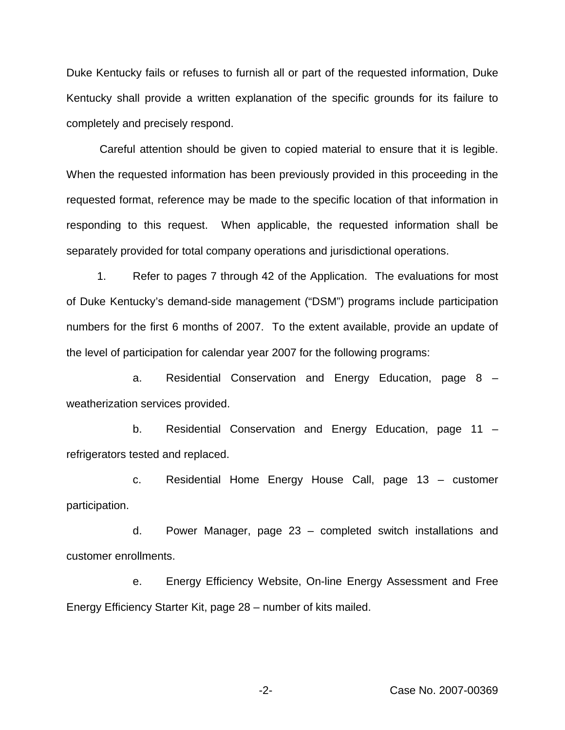Duke Kentucky fails or refuses to furnish all or part of the requested information, Duke Kentucky shall provide a written explanation of the specific grounds for its failure to completely and precisely respond.

Careful attention should be given to copied material to ensure that it is legible. When the requested information has been previously provided in this proceeding in the requested format, reference may be made to the specific location of that information in responding to this request. When applicable, the requested information shall be separately provided for total company operations and jurisdictional operations.

1. Refer to pages 7 through 42 of the Application. The evaluations for most of Duke Kentucky's demand-side management ("DSM") programs include participation numbers for the first 6 months of 2007. To the extent available, provide an update of the level of participation for calendar year 2007 for the following programs:

   a. Residential Conservation and Energy Education, page 8 – weatherization services provided.

   b. Residential Conservation and Energy Education, page 11 – refrigerators tested and replaced.

   c. Residential Home Energy House Call, page 13 – customer participation.

   d. Power Manager, page 23 – completed switch installations and customer enrollments.

   e. Energy Efficiency Website, On-line Energy Assessment and Free Energy Efficiency Starter Kit, page 28 – number of kits mailed.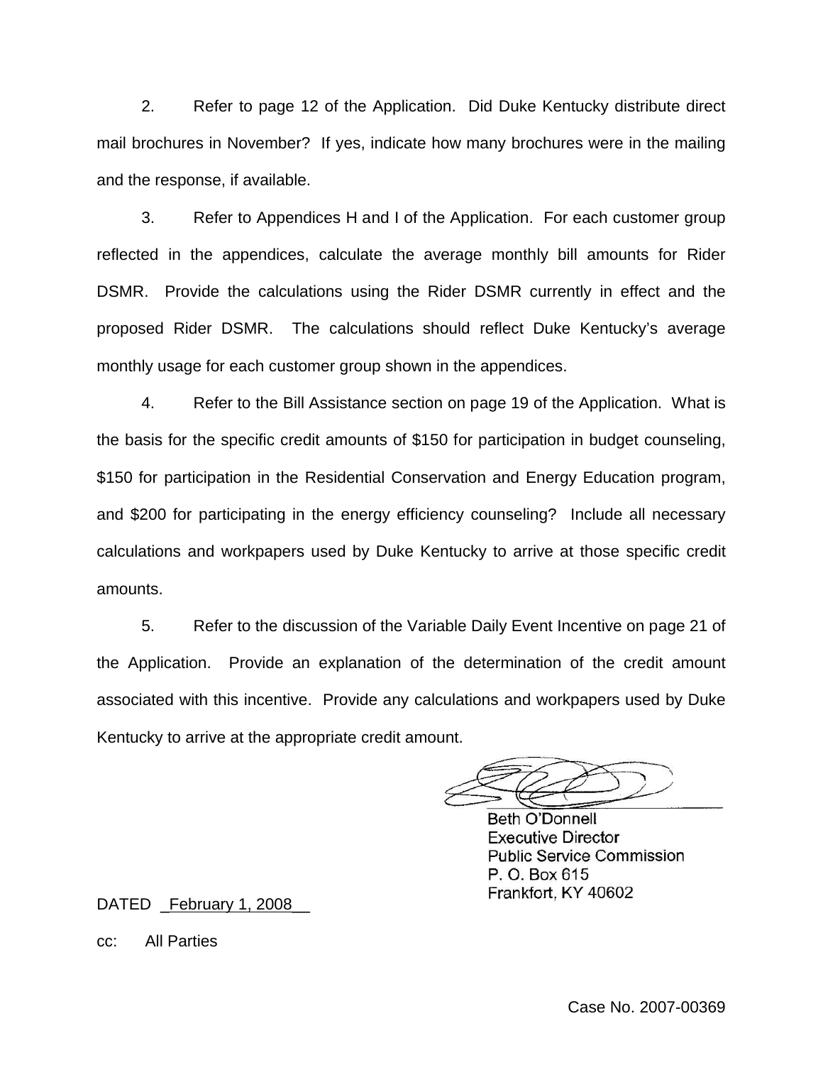2. Refer to page 12 of the Application. Did Duke Kentucky distribute direct mail brochures in November? If yes, indicate how many brochures were in the mailing and the response, if available.

3. Refer to Appendices H and I of the Application. For each customer group reflected in the appendices, calculate the average monthly bill amounts for Rider DSMR. Provide the calculations using the Rider DSMR currently in effect and the proposed Rider DSMR. The calculations should reflect Duke Kentucky's average monthly usage for each customer group shown in the appendices.

4. Refer to the Bill Assistance section on page 19 of the Application. What is the basis for the specific credit amounts of $150 for participation in budget counseling, $150 for participation in the Residential Conservation and Energy Education program, and $200 for participating in the energy efficiency counseling? Include all necessary calculations and workpapers used by Duke Kentucky to arrive at those specific credit amounts.

5. Refer to the discussion of the Variable Daily Event Incentive on page 21 of the Application. Provide an explanation of the determination of the credit amount associated with this incentive. Provide any calculations and workpapers used by Duke Kentucky to arrive at the appropriate credit amount.

Beth O'Donnell
Executive Director
Public Service Commission
P. O. Box 615
Frankfort, KY 40602

DATED _February 1, 2008__

cc: All Parties

Case No. 2007-00369